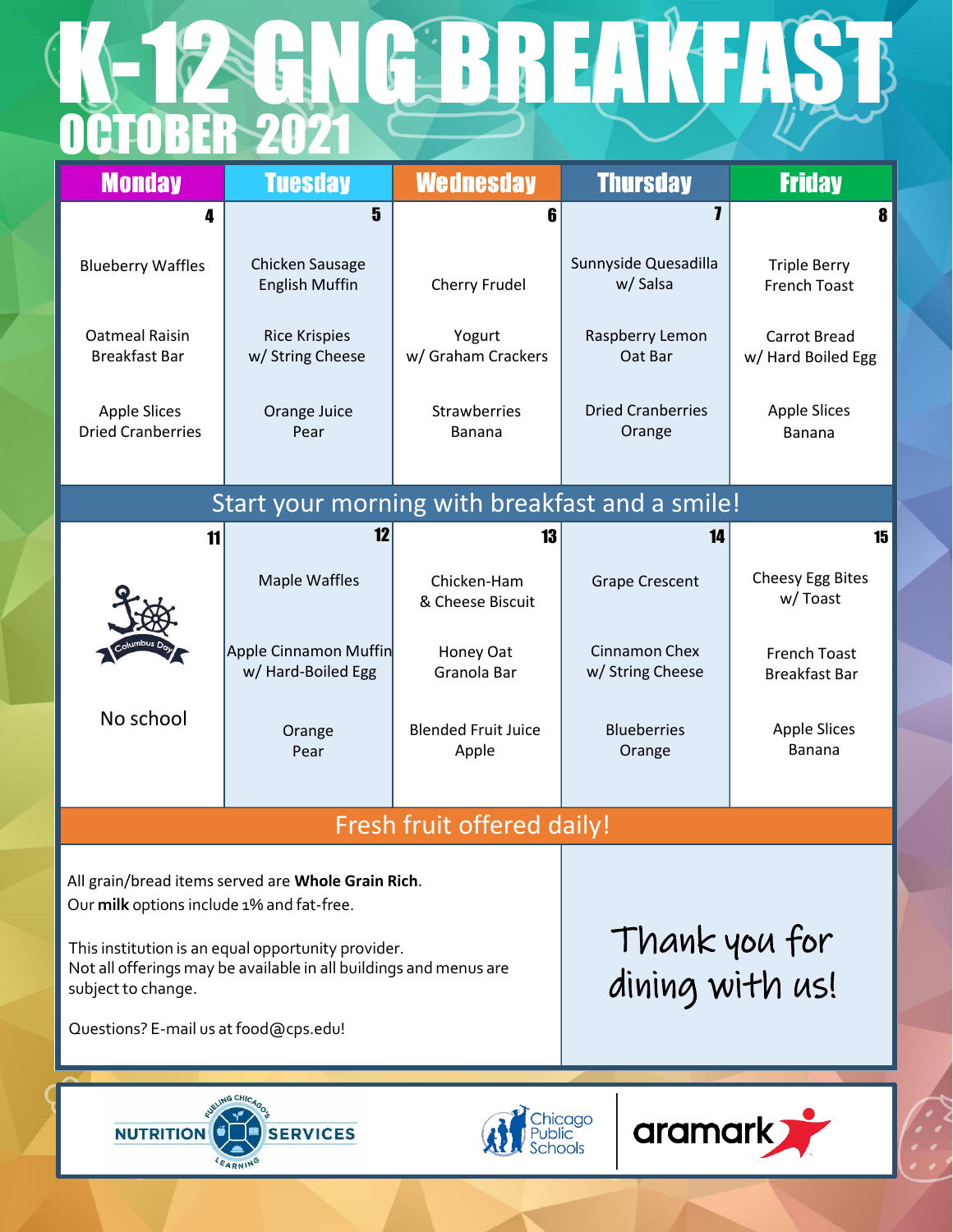# K-12 GNG BREAKFAST

## OCTOBER 2021

| Monday | Tuesday | Wednesday | Thursday | Friday |
|---|---|---|---|---|
| 4 | 5 | 6 | 7 | 8 |
| Blueberry Waffles<br><br>Oatmeal Raisin Breakfast Bar<br><br>Apple Slices<br>Dried Cranberries | Chicken Sausage English Muffin<br><br>Rice Krispies w/ String Cheese<br><br>Orange Juice<br>Pear | Cherry Frudel<br><br>Yogurt w/ Graham Crackers<br><br>Strawberries<br>Banana | Sunnyside Quesadilla w/ Salsa<br><br>Raspberry Lemon Oat Bar<br><br>Dried Cranberries<br>Orange | Triple Berry French Toast<br><br>Carrot Bread w/ Hard Boiled Egg<br><br>Apple Slices<br>Banana |
| Start your morning with breakfast and a smile! | | | | |
| 11 | 12 | 13 | 14 | 15 |
| Columbus Day<br><br>No school | Maple Waffles<br><br>Apple Cinnamon Muffin w/ Hard-Boiled Egg<br><br>Orange<br>Pear | Chicken-Ham & Cheese Biscuit<br><br>Honey Oat Granola Bar<br><br>Blended Fruit Juice<br>Apple | Grape Crescent<br><br>Cinnamon Chex w/ String Cheese<br><br>Blueberries<br>Orange | Cheesy Egg Bites w/ Toast<br><br>French Toast Breakfast Bar<br><br>Apple Slices<br>Banana |

**Fresh fruit offered daily!**

All grain/bread items served are **Whole Grain Rich**.
Our **milk** options include 1% and fat-free.

This institution is an equal opportunity provider.
Not all offerings may be available in all buildings and menus are subject to change.

Questions? E-mail us at food@cps.edu!

Thank you for dining with us!

NUTRITION SERVICES — Fueling Chicago's Learning

Chicago Public Schools | aramark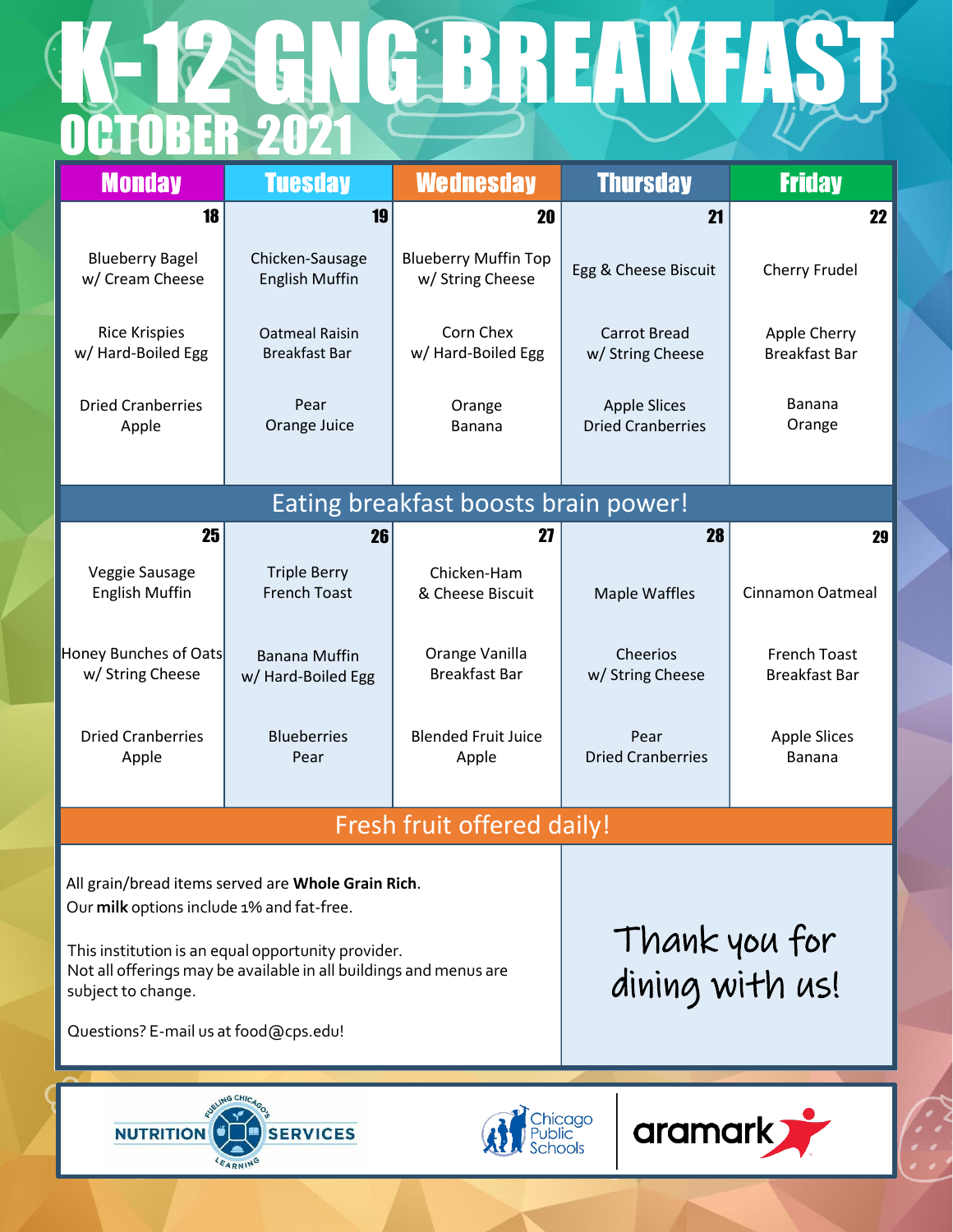# K-12 GNG BREAKFAST

## OCTOBER 2021

| Monday | Tuesday | Wednesday | Thursday | Friday |
|---|---|---|---|---|
| 18 | 19 | 20 | 21 | 22 |
| Blueberry Bagel w/ Cream Cheese | Chicken-Sausage English Muffin | Blueberry Muffin Top w/ String Cheese | Egg & Cheese Biscuit | Cherry Frudel |
| Rice Krispies w/ Hard-Boiled Egg | Oatmeal Raisin Breakfast Bar | Corn Chex w/ Hard-Boiled Egg | Carrot Bread w/ String Cheese | Apple Cherry Breakfast Bar |
| Dried Cranberries Apple | Pear Orange Juice | Orange Banana | Apple Slices Dried Cranberries | Banana Orange |
| Eating breakfast boosts brain power! | | | | |
| 25 | 26 | 27 | 28 | 29 |
| Veggie Sausage English Muffin | Triple Berry French Toast | Chicken-Ham & Cheese Biscuit | Maple Waffles | Cinnamon Oatmeal |
| Honey Bunches of Oats w/ String Cheese | Banana Muffin w/ Hard-Boiled Egg | Orange Vanilla Breakfast Bar | Cheerios w/ String Cheese | French Toast Breakfast Bar |
| Dried Cranberries Apple | Blueberries Pear | Blended Fruit Juice Apple | Pear Dried Cranberries | Apple Slices Banana |

Fresh fruit offered daily!

All grain/bread items served are **Whole Grain Rich**.
Our **milk** options include 1% and fat-free.

This institution is an equal opportunity provider.
Not all offerings may be available in all buildings and menus are subject to change.

Questions? E-mail us at food@cps.edu!

Thank you for dining with us!

NUTRITION SERVICES — FUELING CHICAGO'S LEARNING

Chicago Public Schools

aramark